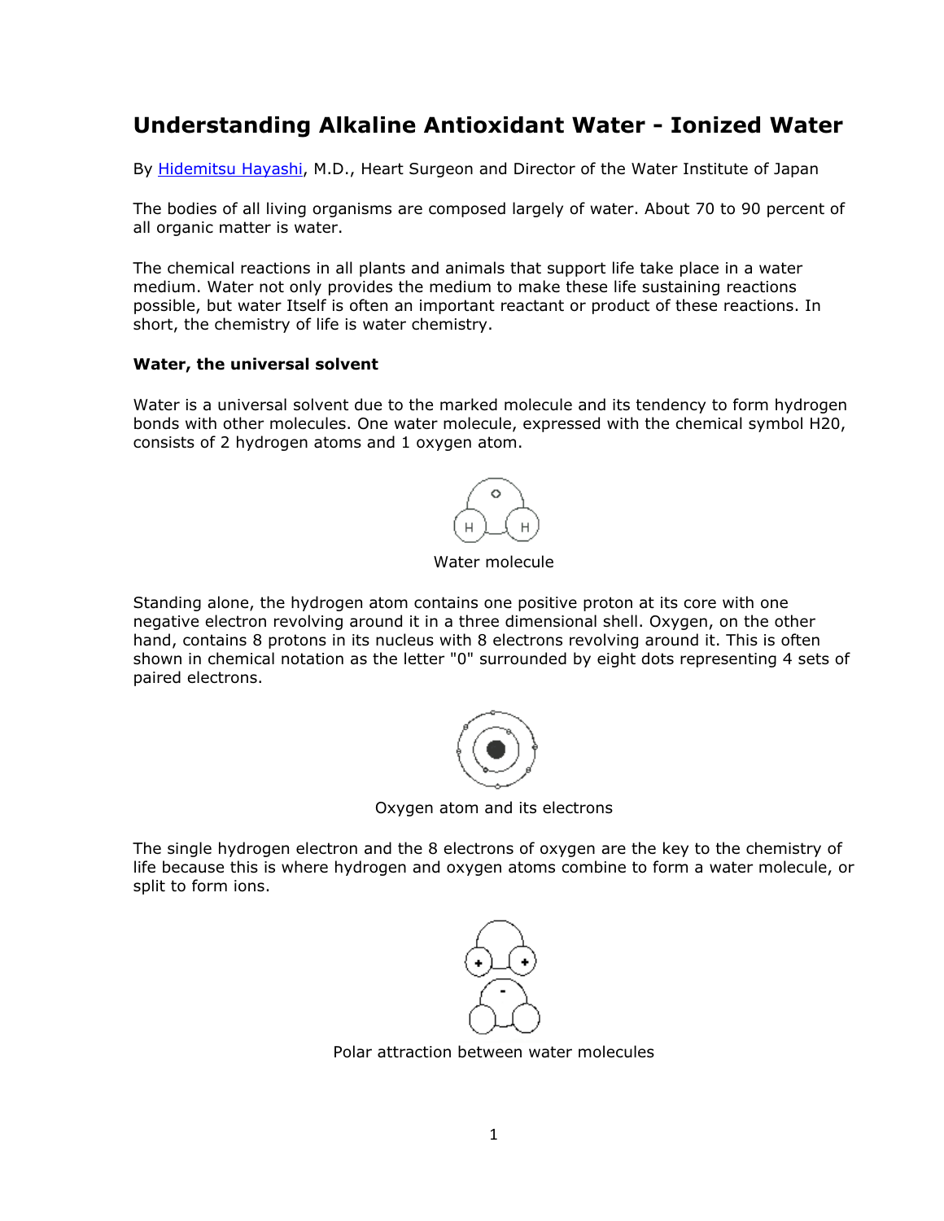# Understanding Alkaline Antioxidant Water - Ionized Water

By Hidemitsu Hayashi, M.D., Heart Surgeon and Director of the Water Institute of Japan

The bodies of all living organisms are composed largely of water. About 70 to 90 percent of all organic matter is water.

The chemical reactions in all plants and animals that support life take place in a water medium. Water not only provides the medium to make these life sustaining reactions possible, but water Itself is often an important reactant or product of these reactions. In short, the chemistry of life is water chemistry.

**Water, the universal solvent**

Water is a universal solvent due to the marked molecule and its tendency to form hydrogen bonds with other molecules. One water molecule, expressed with the chemical symbol H20, consists of 2 hydrogen atoms and 1 oxygen atom.

Water molecule

Standing alone, the hydrogen atom contains one positive proton at its core with one negative electron revolving around it in a three dimensional shell. Oxygen, on the other hand, contains 8 protons in its nucleus with 8 electrons revolving around it. This is often shown in chemical notation as the letter "0" surrounded by eight dots representing 4 sets of paired electrons.

Oxygen atom and its electrons

The single hydrogen electron and the 8 electrons of oxygen are the key to the chemistry of life because this is where hydrogen and oxygen atoms combine to form a water molecule, or split to form ions.

Polar attraction between water molecules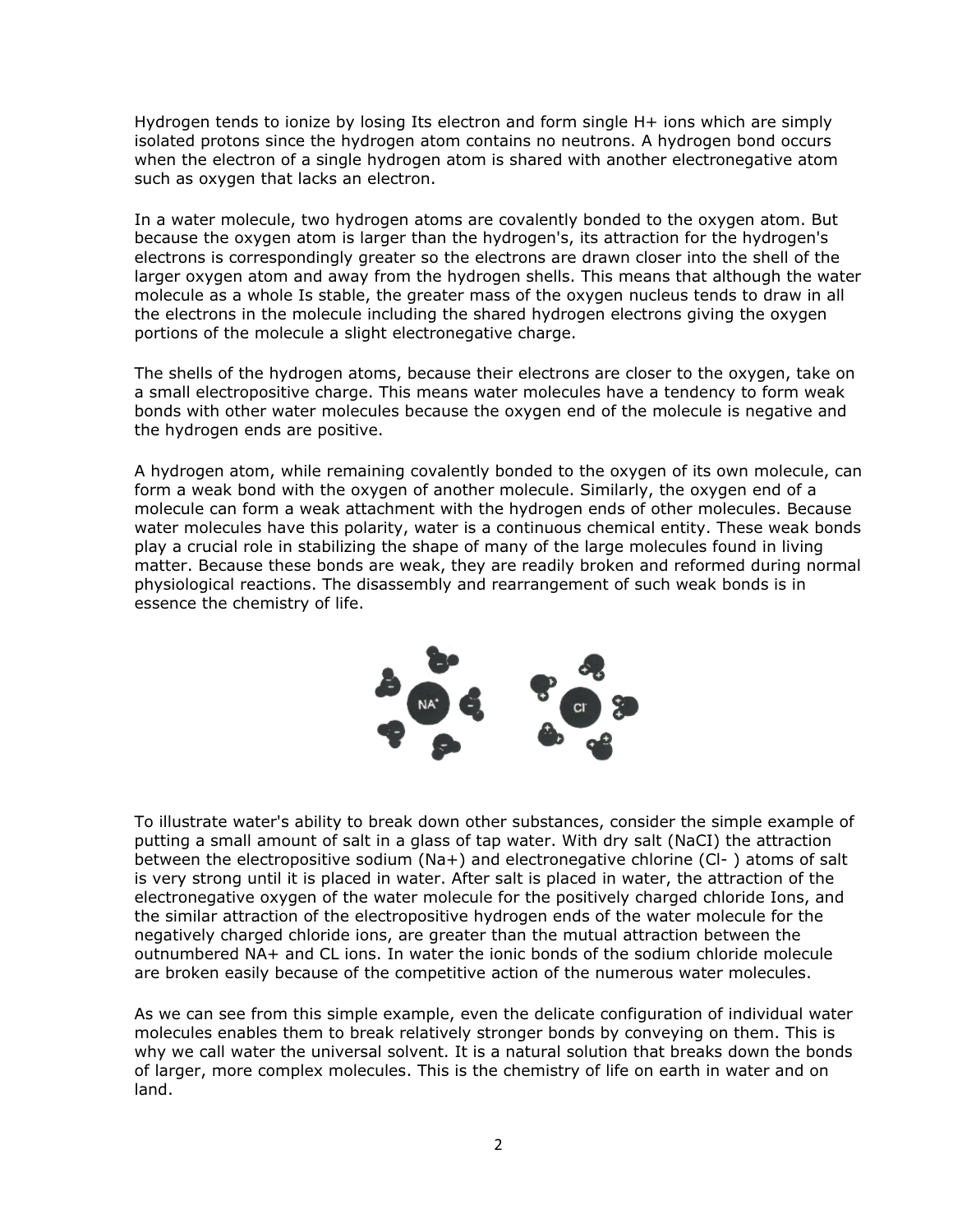Hydrogen tends to ionize by losing Its electron and form single H+ ions which are simply isolated protons since the hydrogen atom contains no neutrons. A hydrogen bond occurs when the electron of a single hydrogen atom is shared with another electronegative atom such as oxygen that lacks an electron.

In a water molecule, two hydrogen atoms are covalently bonded to the oxygen atom. But because the oxygen atom is larger than the hydrogen's, its attraction for the hydrogen's electrons is correspondingly greater so the electrons are drawn closer into the shell of the larger oxygen atom and away from the hydrogen shells. This means that although the water molecule as a whole Is stable, the greater mass of the oxygen nucleus tends to draw in all the electrons in the molecule including the shared hydrogen electrons giving the oxygen portions of the molecule a slight electronegative charge.

The shells of the hydrogen atoms, because their electrons are closer to the oxygen, take on a small electropositive charge. This means water molecules have a tendency to form weak bonds with other water molecules because the oxygen end of the molecule is negative and the hydrogen ends are positive.

A hydrogen atom, while remaining covalently bonded to the oxygen of its own molecule, can form a weak bond with the oxygen of another molecule. Similarly, the oxygen end of a molecule can form a weak attachment with the hydrogen ends of other molecules. Because water molecules have this polarity, water is a continuous chemical entity. These weak bonds play a crucial role in stabilizing the shape of many of the large molecules found in living matter. Because these bonds are weak, they are readily broken and reformed during normal physiological reactions. The disassembly and rearrangement of such weak bonds is in essence the chemistry of life.

To illustrate water's ability to break down other substances, consider the simple example of putting a small amount of salt in a glass of tap water. With dry salt (NaCI) the attraction between the electropositive sodium (Na+) and electronegative chlorine (Cl- ) atoms of salt is very strong until it is placed in water. After salt is placed in water, the attraction of the electronegative oxygen of the water molecule for the positively charged chloride Ions, and the similar attraction of the electropositive hydrogen ends of the water molecule for the negatively charged chloride ions, are greater than the mutual attraction between the outnumbered NA+ and CL ions. In water the ionic bonds of the sodium chloride molecule are broken easily because of the competitive action of the numerous water molecules.

As we can see from this simple example, even the delicate configuration of individual water molecules enables them to break relatively stronger bonds by conveying on them. This is why we call water the universal solvent. It is a natural solution that breaks down the bonds of larger, more complex molecules. This is the chemistry of life on earth in water and on land.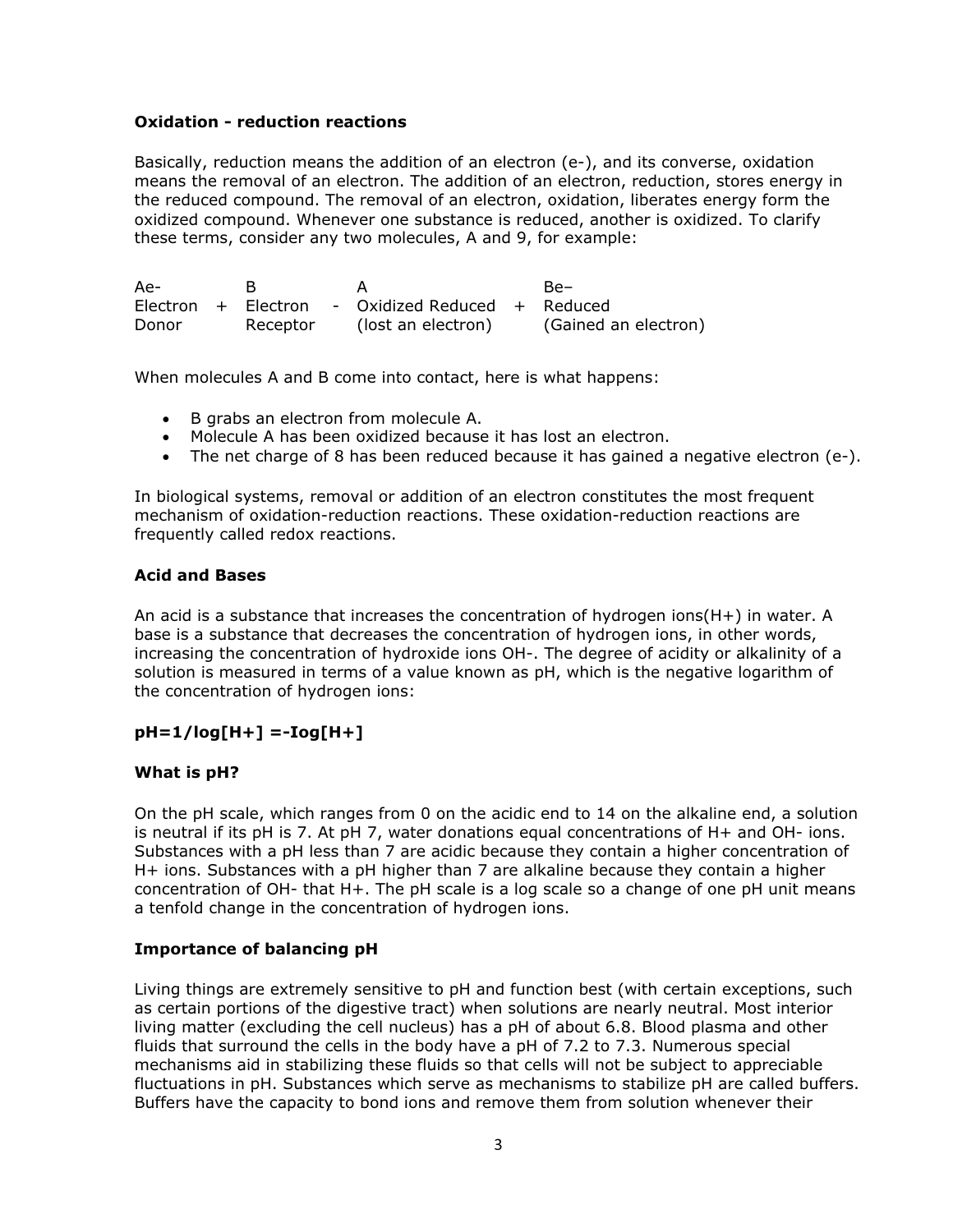### Oxidation - reduction reactions

Basically, reduction means the addition of an electron (e-), and its converse, oxidation means the removal of an electron. The addition of an electron, reduction, stores energy in the reduced compound. The removal of an electron, oxidation, liberates energy form the oxidized compound. Whenever one substance is reduced, another is oxidized. To clarify these terms, consider any two molecules, A and 9, for example:

| Ae- | | B | | A | | Be– |
|---|---|---|---|---|---|---|
| Electron | + | Electron | - | Oxidized Reduced | + | Reduced |
| Donor | | Receptor | | (lost an electron) | | (Gained an electron) |

When molecules A and B come into contact, here is what happens:

- B grabs an electron from molecule A.
- Molecule A has been oxidized because it has lost an electron.
- The net charge of 8 has been reduced because it has gained a negative electron (e-).

In biological systems, removal or addition of an electron constitutes the most frequent mechanism of oxidation-reduction reactions. These oxidation-reduction reactions are frequently called redox reactions.

### Acid and Bases

An acid is a substance that increases the concentration of hydrogen ions($H^+$) in water. A base is a substance that decreases the concentration of hydrogen ions, in other words, increasing the concentration of hydroxide ions $OH^-$. The degree of acidity or alkalinity of a solution is measured in terms of a value known as pH, which is the negative logarithm of the concentration of hydrogen ions:

$$pH = 1/\log[H^+] = -\log[H^+]$$

### What is pH?

On the pH scale, which ranges from 0 on the acidic end to 14 on the alkaline end, a solution is neutral if its pH is 7. At pH 7, water donations equal concentrations of $H^+$ and $OH^-$ ions. Substances with a pH less than 7 are acidic because they contain a higher concentration of $H^+$ ions. Substances with a pH higher than 7 are alkaline because they contain a higher concentration of $OH^-$ that $H^+$. The pH scale is a log scale so a change of one pH unit means a tenfold change in the concentration of hydrogen ions.

### Importance of balancing pH

Living things are extremely sensitive to pH and function best (with certain exceptions, such as certain portions of the digestive tract) when solutions are nearly neutral. Most interior living matter (excluding the cell nucleus) has a pH of about 6.8. Blood plasma and other fluids that surround the cells in the body have a pH of 7.2 to 7.3. Numerous special mechanisms aid in stabilizing these fluids so that cells will not be subject to appreciable fluctuations in pH. Substances which serve as mechanisms to stabilize pH are called buffers. Buffers have the capacity to bond ions and remove them from solution whenever their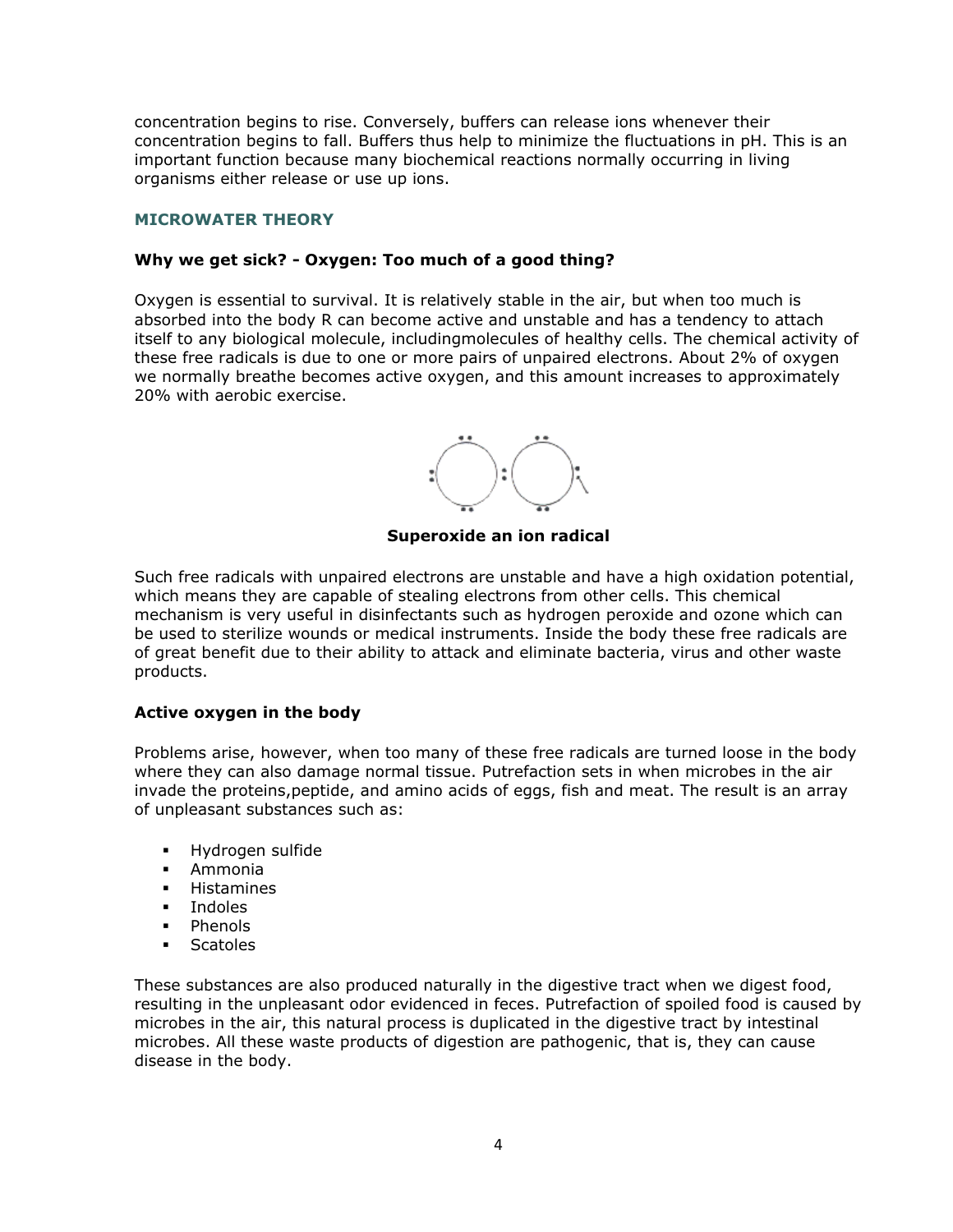concentration begins to rise. Conversely, buffers can release ions whenever their concentration begins to fall. Buffers thus help to minimize the fluctuations in pH. This is an important function because many biochemical reactions normally occurring in living organisms either release or use up ions.

## MICROWATER THEORY

### Why we get sick? - Oxygen: Too much of a good thing?

Oxygen is essential to survival. It is relatively stable in the air, but when too much is absorbed into the body R can become active and unstable and has a tendency to attach itself to any biological molecule, includingmolecules of healthy cells. The chemical activity of these free radicals is due to one or more pairs of unpaired electrons. About 2% of oxygen we normally breathe becomes active oxygen, and this amount increases to approximately 20% with aerobic exercise.

**Superoxide an ion radical**

Such free radicals with unpaired electrons are unstable and have a high oxidation potential, which means they are capable of stealing electrons from other cells. This chemical mechanism is very useful in disinfectants such as hydrogen peroxide and ozone which can be used to sterilize wounds or medical instruments. Inside the body these free radicals are of great benefit due to their ability to attack and eliminate bacteria, virus and other waste products.

### Active oxygen in the body

Problems arise, however, when too many of these free radicals are turned loose in the body where they can also damage normal tissue. Putrefaction sets in when microbes in the air invade the proteins,peptide, and amino acids of eggs, fish and meat. The result is an array of unpleasant substances such as:

- Hydrogen sulfide
- Ammonia
- Histamines
- Indoles
- Phenols
- Scatoles

These substances are also produced naturally in the digestive tract when we digest food, resulting in the unpleasant odor evidenced in feces. Putrefaction of spoiled food is caused by microbes in the air, this natural process is duplicated in the digestive tract by intestinal microbes. All these waste products of digestion are pathogenic, that is, they can cause disease in the body.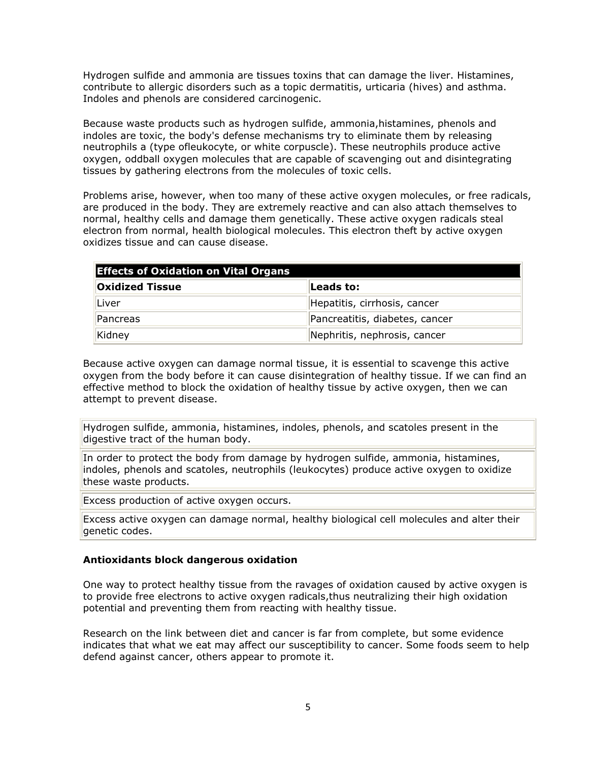Hydrogen sulfide and ammonia are tissues toxins that can damage the liver. Histamines, contribute to allergic disorders such as a topic dermatitis, urticaria (hives) and asthma. Indoles and phenols are considered carcinogenic.

Because waste products such as hydrogen sulfide, ammonia,histamines, phenols and indoles are toxic, the body's defense mechanisms try to eliminate them by releasing neutrophils a (type ofleukocyte, or white corpuscle). These neutrophils produce active oxygen, oddball oxygen molecules that are capable of scavenging out and disintegrating tissues by gathering electrons from the molecules of toxic cells.

Problems arise, however, when too many of these active oxygen molecules, or free radicals, are produced in the body. They are extremely reactive and can also attach themselves to normal, healthy cells and damage them genetically. These active oxygen radicals steal electron from normal, health biological molecules. This electron theft by active oxygen oxidizes tissue and can cause disease.

| Effects of Oxidation on Vital Organs | |
|---|---|
| **Oxidized Tissue** | **Leads to:** |
| Liver | Hepatitis, cirrhosis, cancer |
| Pancreas | Pancreatitis, diabetes, cancer |
| Kidney | Nephritis, nephrosis, cancer |

Because active oxygen can damage normal tissue, it is essential to scavenge this active oxygen from the body before it can cause disintegration of healthy tissue. If we can find an effective method to block the oxidation of healthy tissue by active oxygen, then we can attempt to prevent disease.

| |
|---|
| Hydrogen sulfide, ammonia, histamines, indoles, phenols, and scatoles present in the digestive tract of the human body. |
| In order to protect the body from damage by hydrogen sulfide, ammonia, histamines, indoles, phenols and scatoles, neutrophils (leukocytes) produce active oxygen to oxidize these waste products. |
| Excess production of active oxygen occurs. |
| Excess active oxygen can damage normal, healthy biological cell molecules and alter their genetic codes. |

**Antioxidants block dangerous oxidation**

One way to protect healthy tissue from the ravages of oxidation caused by active oxygen is to provide free electrons to active oxygen radicals,thus neutralizing their high oxidation potential and preventing them from reacting with healthy tissue.

Research on the link between diet and cancer is far from complete, but some evidence indicates that what we eat may affect our susceptibility to cancer. Some foods seem to help defend against cancer, others appear to promote it.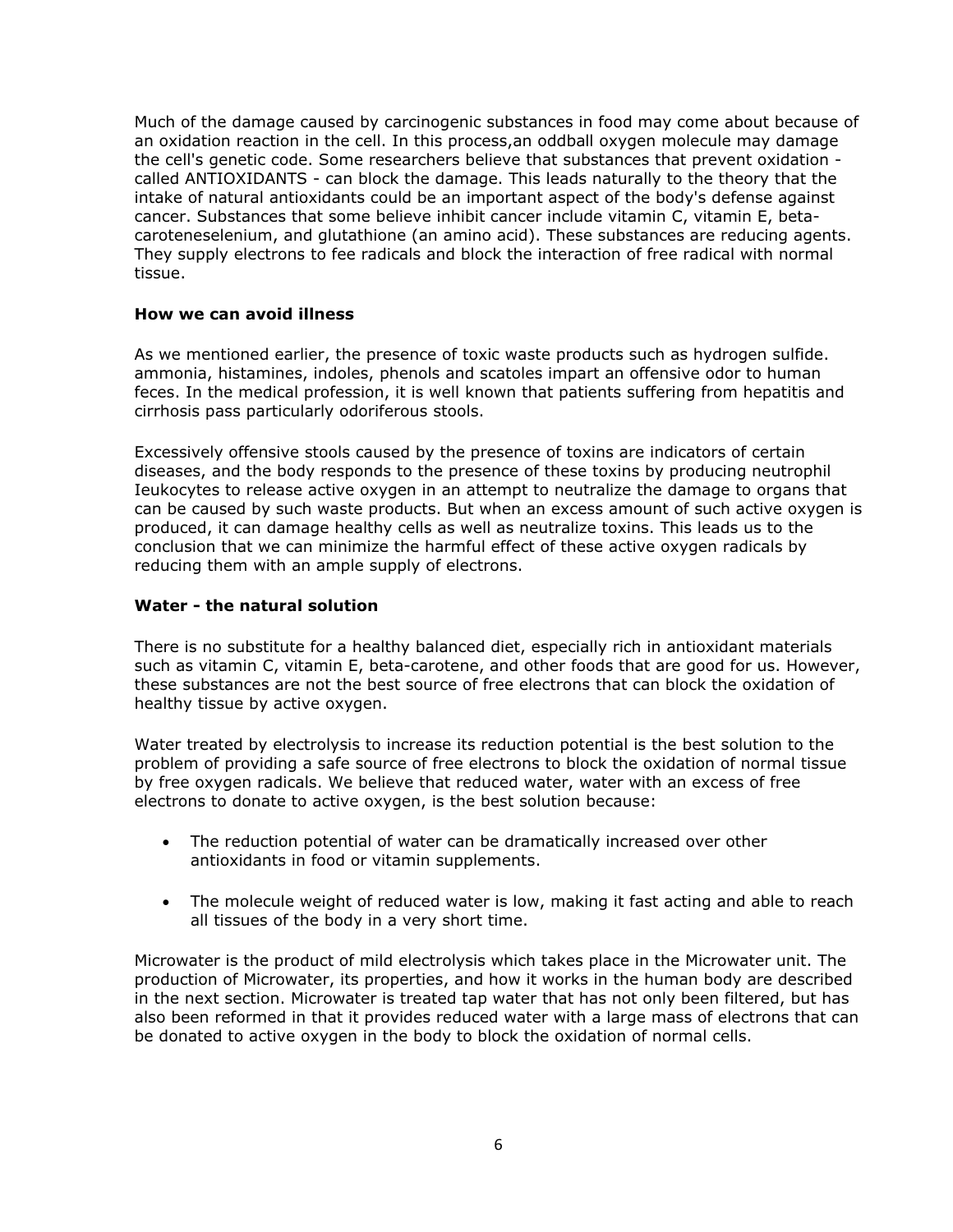Much of the damage caused by carcinogenic substances in food may come about because of an oxidation reaction in the cell. In this process,an oddball oxygen molecule may damage the cell's genetic code. Some researchers believe that substances that prevent oxidation - called ANTIOXIDANTS - can block the damage. This leads naturally to the theory that the intake of natural antioxidants could be an important aspect of the body's defense against cancer. Substances that some believe inhibit cancer include vitamin C, vitamin E, beta-caroteneselenium, and glutathione (an amino acid). These substances are reducing agents. They supply electrons to fee radicals and block the interaction of free radical with normal tissue.

**How we can avoid illness**

As we mentioned earlier, the presence of toxic waste products such as hydrogen sulfide. ammonia, histamines, indoles, phenols and scatoles impart an offensive odor to human feces. In the medical profession, it is well known that patients suffering from hepatitis and cirrhosis pass particularly odoriferous stools.

Excessively offensive stools caused by the presence of toxins are indicators of certain diseases, and the body responds to the presence of these toxins by producing neutrophil Ieukocytes to release active oxygen in an attempt to neutralize the damage to organs that can be caused by such waste products. But when an excess amount of such active oxygen is produced, it can damage healthy cells as well as neutralize toxins. This leads us to the conclusion that we can minimize the harmful effect of these active oxygen radicals by reducing them with an ample supply of electrons.

**Water - the natural solution**

There is no substitute for a healthy balanced diet, especially rich in antioxidant materials such as vitamin C, vitamin E, beta-carotene, and other foods that are good for us. However, these substances are not the best source of free electrons that can block the oxidation of healthy tissue by active oxygen.

Water treated by electrolysis to increase its reduction potential is the best solution to the problem of providing a safe source of free electrons to block the oxidation of normal tissue by free oxygen radicals. We believe that reduced water, water with an excess of free electrons to donate to active oxygen, is the best solution because:

- The reduction potential of water can be dramatically increased over other antioxidants in food or vitamin supplements.
- The molecule weight of reduced water is low, making it fast acting and able to reach all tissues of the body in a very short time.

Microwater is the product of mild electrolysis which takes place in the Microwater unit. The production of Microwater, its properties, and how it works in the human body are described in the next section. Microwater is treated tap water that has not only been filtered, but has also been reformed in that it provides reduced water with a large mass of electrons that can be donated to active oxygen in the body to block the oxidation of normal cells.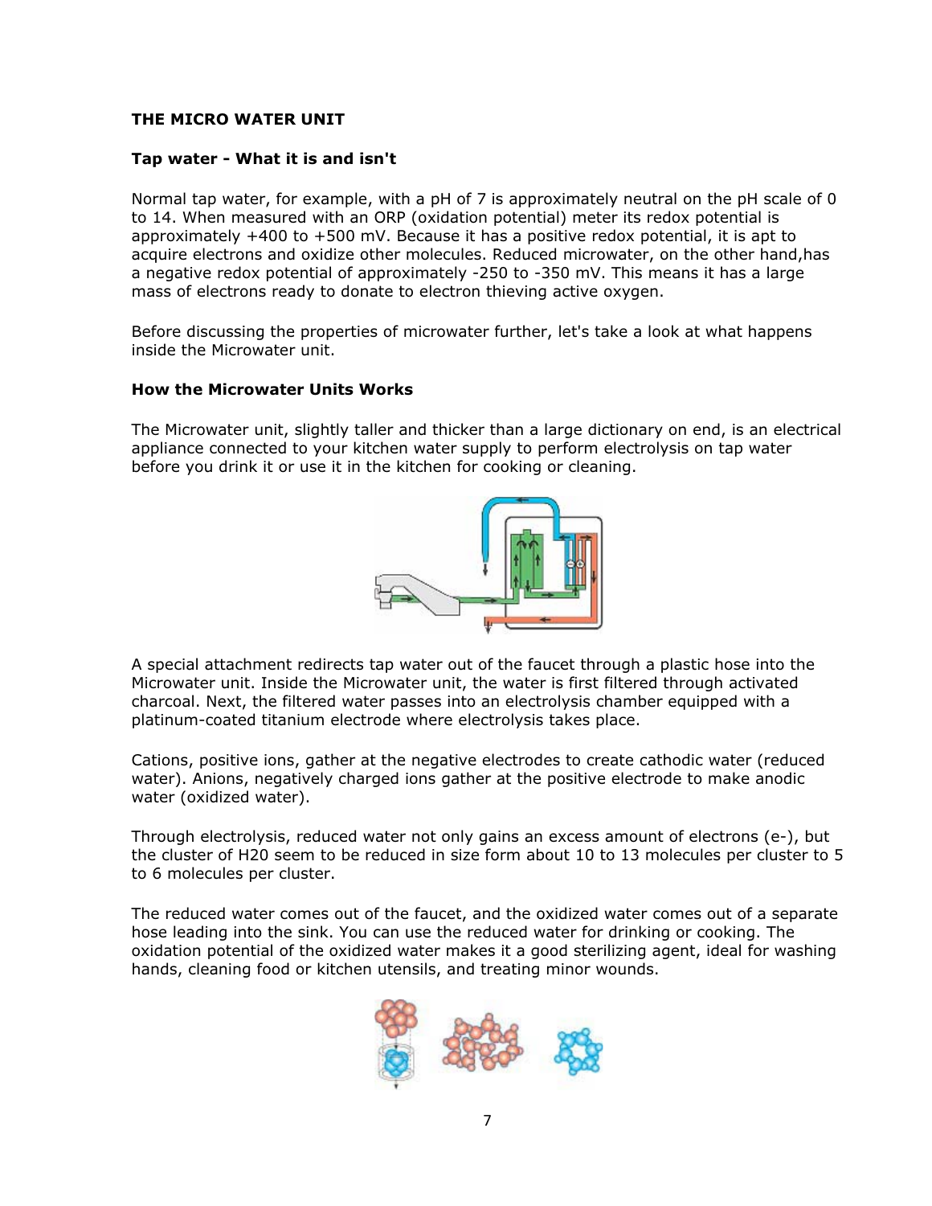### THE MICRO WATER UNIT

#### Tap water - What it is and isn't

Normal tap water, for example, with a pH of 7 is approximately neutral on the pH scale of 0 to 14. When measured with an ORP (oxidation potential) meter its redox potential is approximately +400 to +500 mV. Because it has a positive redox potential, it is apt to acquire electrons and oxidize other molecules. Reduced microwater, on the other hand,has a negative redox potential of approximately -250 to -350 mV. This means it has a large mass of electrons ready to donate to electron thieving active oxygen.

Before discussing the properties of microwater further, let's take a look at what happens inside the Microwater unit.

#### How the Microwater Units Works

The Microwater unit, slightly taller and thicker than a large dictionary on end, is an electrical appliance connected to your kitchen water supply to perform electrolysis on tap water before you drink it or use it in the kitchen for cooking or cleaning.

A special attachment redirects tap water out of the faucet through a plastic hose into the Microwater unit. Inside the Microwater unit, the water is first filtered through activated charcoal. Next, the filtered water passes into an electrolysis chamber equipped with a platinum-coated titanium electrode where electrolysis takes place.

Cations, positive ions, gather at the negative electrodes to create cathodic water (reduced water). Anions, negatively charged ions gather at the positive electrode to make anodic water (oxidized water).

Through electrolysis, reduced water not only gains an excess amount of electrons (e-), but the cluster of H20 seem to be reduced in size form about 10 to 13 molecules per cluster to 5 to 6 molecules per cluster.

The reduced water comes out of the faucet, and the oxidized water comes out of a separate hose leading into the sink. You can use the reduced water for drinking or cooking. The oxidation potential of the oxidized water makes it a good sterilizing agent, ideal for washing hands, cleaning food or kitchen utensils, and treating minor wounds.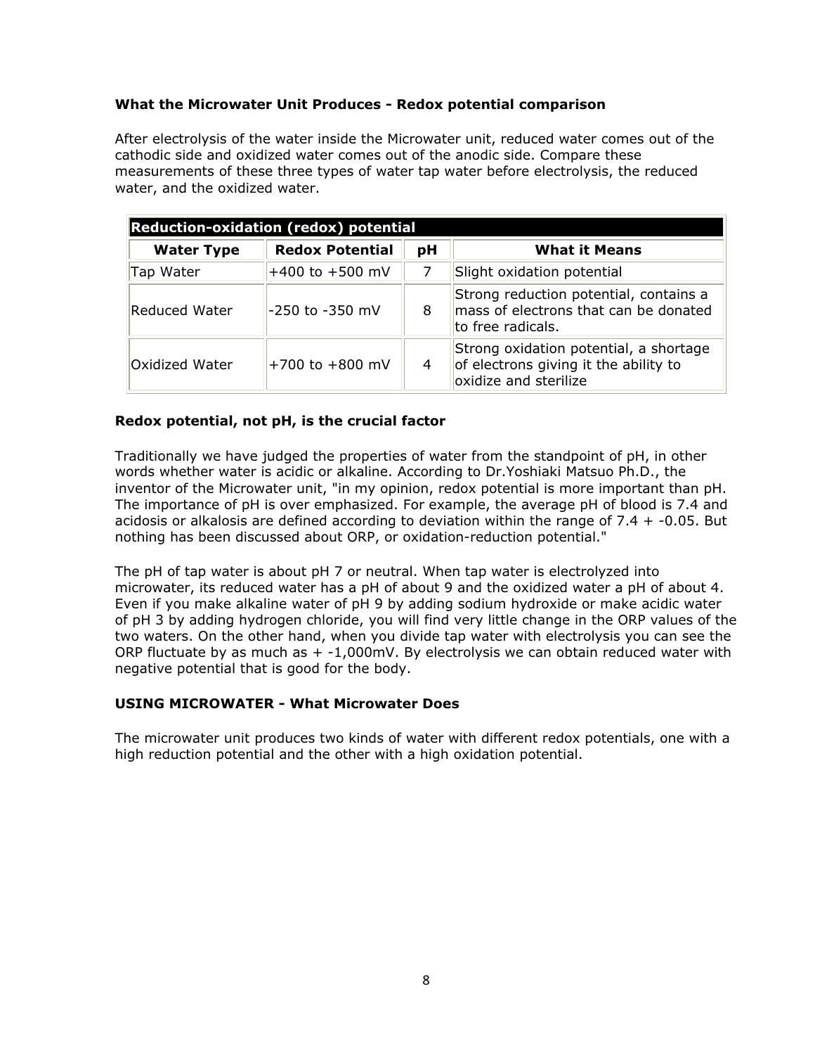### What the Microwater Unit Produces - Redox potential comparison

After electrolysis of the water inside the Microwater unit, reduced water comes out of the cathodic side and oxidized water comes out of the anodic side. Compare these measurements of these three types of water tap water before electrolysis, the reduced water, and the oxidized water.

| Reduction-oxidation (redox) potential | | | |
|---|---|---|---|
| **Water Type** | **Redox Potential** | **pH** | **What it Means** |
| Tap Water | +400 to +500 mV | 7 | Slight oxidation potential |
| Reduced Water | -250 to -350 mV | 8 | Strong reduction potential, contains a mass of electrons that can be donated to free radicals. |
| Oxidized Water | +700 to +800 mV | 4 | Strong oxidation potential, a shortage of electrons giving it the ability to oxidize and sterilize |

### Redox potential, not pH, is the crucial factor

Traditionally we have judged the properties of water from the standpoint of pH, in other words whether water is acidic or alkaline. According to Dr.Yoshiaki Matsuo Ph.D., the inventor of the Microwater unit, "in my opinion, redox potential is more important than pH. The importance of pH is over emphasized. For example, the average pH of blood is 7.4 and acidosis or alkalosis are defined according to deviation within the range of 7.4 + -0.05. But nothing has been discussed about ORP, or oxidation-reduction potential."

The pH of tap water is about pH 7 or neutral. When tap water is electrolyzed into microwater, its reduced water has a pH of about 9 and the oxidized water a pH of about 4. Even if you make alkaline water of pH 9 by adding sodium hydroxide or make acidic water of pH 3 by adding hydrogen chloride, you will find very little change in the ORP values of the two waters. On the other hand, when you divide tap water with electrolysis you can see the ORP fluctuate by as much as + -1,000mV. By electrolysis we can obtain reduced water with negative potential that is good for the body.

### USING MICROWATER - What Microwater Does

The microwater unit produces two kinds of water with different redox potentials, one with a high reduction potential and the other with a high oxidation potential.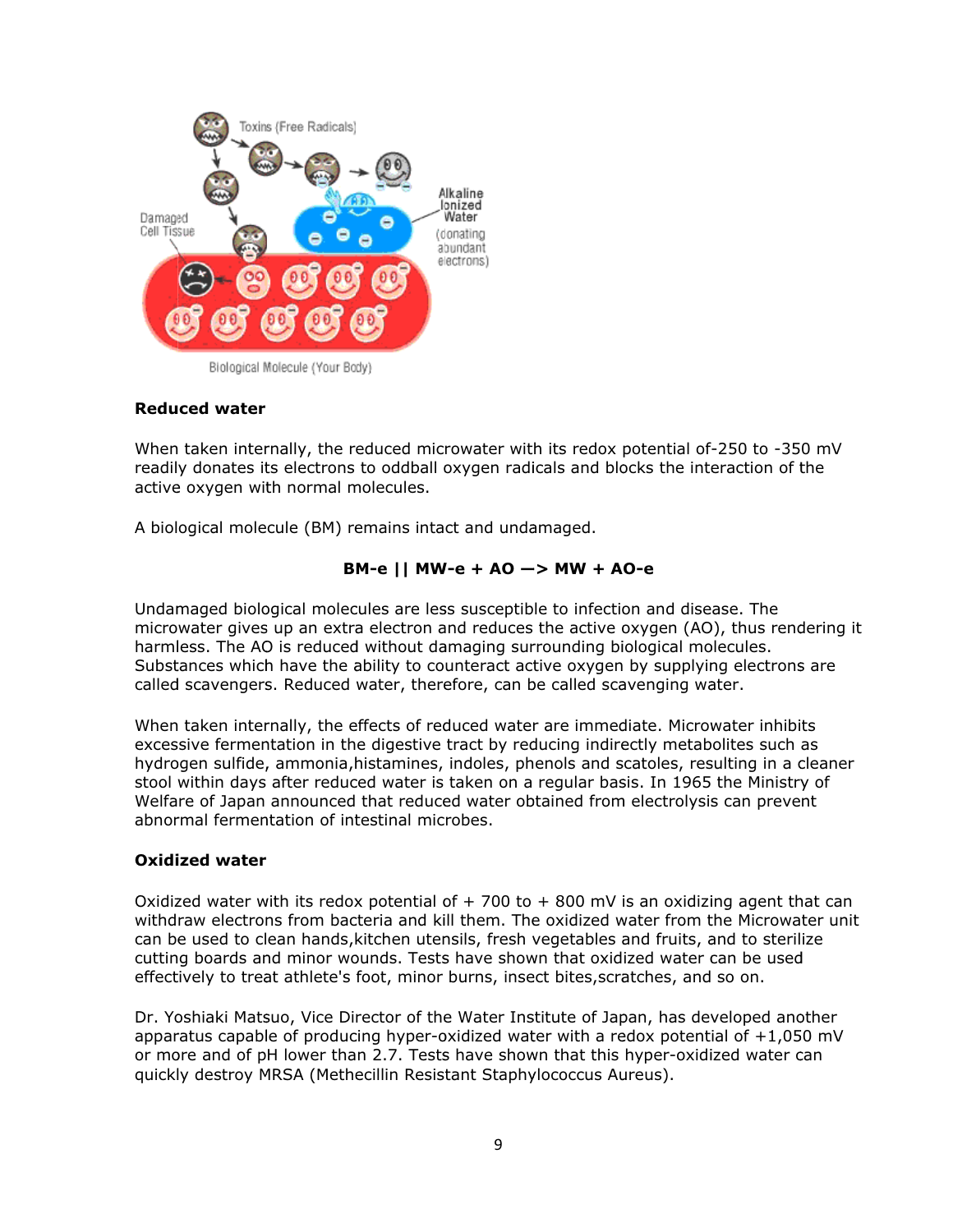Toxins (Free Radicals)

Damaged Cell Tissue

Alkaline Ionized Water (donating abundant electrons)

Biological Molecule (Your Body)

**Reduced water**

When taken internally, the reduced microwater with its redox potential of-250 to -350 mV readily donates its electrons to oddball oxygen radicals and blocks the interaction of the active oxygen with normal molecules.

A biological molecule (BM) remains intact and undamaged.

**BM-e || MW-e + AO —> MW + AO-e**

Undamaged biological molecules are less susceptible to infection and disease. The microwater gives up an extra electron and reduces the active oxygen (AO), thus rendering it harmless. The AO is reduced without damaging surrounding biological molecules. Substances which have the ability to counteract active oxygen by supplying electrons are called scavengers. Reduced water, therefore, can be called scavenging water.

When taken internally, the effects of reduced water are immediate. Microwater inhibits excessive fermentation in the digestive tract by reducing indirectly metabolites such as hydrogen sulfide, ammonia,histamines, indoles, phenols and scatoles, resulting in a cleaner stool within days after reduced water is taken on a regular basis. In 1965 the Ministry of Welfare of Japan announced that reduced water obtained from electrolysis can prevent abnormal fermentation of intestinal microbes.

**Oxidized water**

Oxidized water with its redox potential of + 700 to + 800 mV is an oxidizing agent that can withdraw electrons from bacteria and kill them. The oxidized water from the Microwater unit can be used to clean hands,kitchen utensils, fresh vegetables and fruits, and to sterilize cutting boards and minor wounds. Tests have shown that oxidized water can be used effectively to treat athlete's foot, minor burns, insect bites,scratches, and so on.

Dr. Yoshiaki Matsuo, Vice Director of the Water Institute of Japan, has developed another apparatus capable of producing hyper-oxidized water with a redox potential of +1,050 mV or more and of pH lower than 2.7. Tests have shown that this hyper-oxidized water can quickly destroy MRSA (Methecillin Resistant Staphylococcus Aureus).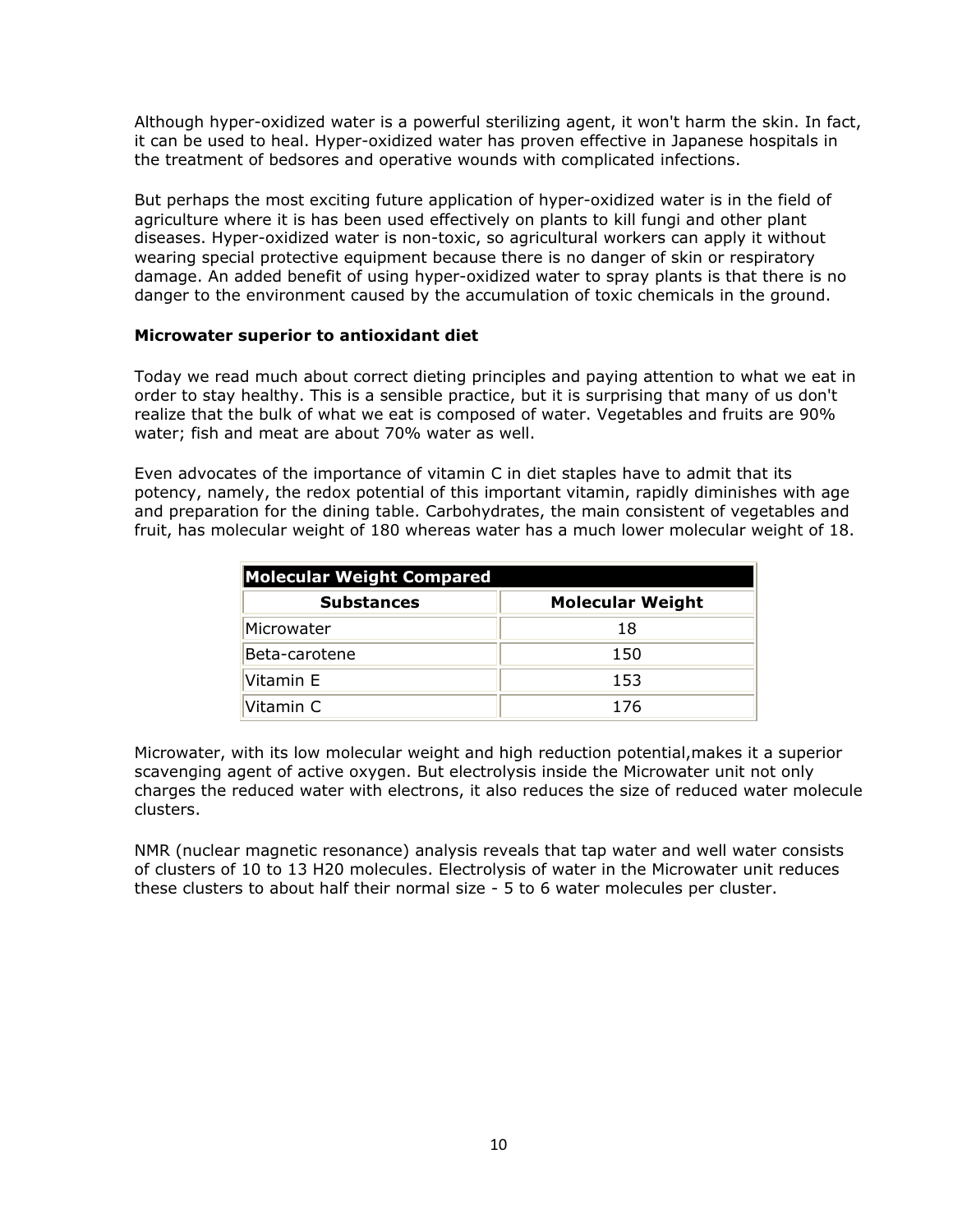Although hyper-oxidized water is a powerful sterilizing agent, it won't harm the skin. In fact, it can be used to heal. Hyper-oxidized water has proven effective in Japanese hospitals in the treatment of bedsores and operative wounds with complicated infections.

But perhaps the most exciting future application of hyper-oxidized water is in the field of agriculture where it is has been used effectively on plants to kill fungi and other plant diseases. Hyper-oxidized water is non-toxic, so agricultural workers can apply it without wearing special protective equipment because there is no danger of skin or respiratory damage. An added benefit of using hyper-oxidized water to spray plants is that there is no danger to the environment caused by the accumulation of toxic chemicals in the ground.

**Microwater superior to antioxidant diet**

Today we read much about correct dieting principles and paying attention to what we eat in order to stay healthy. This is a sensible practice, but it is surprising that many of us don't realize that the bulk of what we eat is composed of water. Vegetables and fruits are 90% water; fish and meat are about 70% water as well.

Even advocates of the importance of vitamin C in diet staples have to admit that its potency, namely, the redox potential of this important vitamin, rapidly diminishes with age and preparation for the dining table. Carbohydrates, the main consistent of vegetables and fruit, has molecular weight of 180 whereas water has a much lower molecular weight of 18.

| Molecular Weight Compared | |
|---|---|
| **Substances** | **Molecular Weight** |
| Microwater | 18 |
| Beta-carotene | 150 |
| Vitamin E | 153 |
| Vitamin C | 176 |

Microwater, with its low molecular weight and high reduction potential,makes it a superior scavenging agent of active oxygen. But electrolysis inside the Microwater unit not only charges the reduced water with electrons, it also reduces the size of reduced water molecule clusters.

NMR (nuclear magnetic resonance) analysis reveals that tap water and well water consists of clusters of 10 to 13 H20 molecules. Electrolysis of water in the Microwater unit reduces these clusters to about half their normal size - 5 to 6 water molecules per cluster.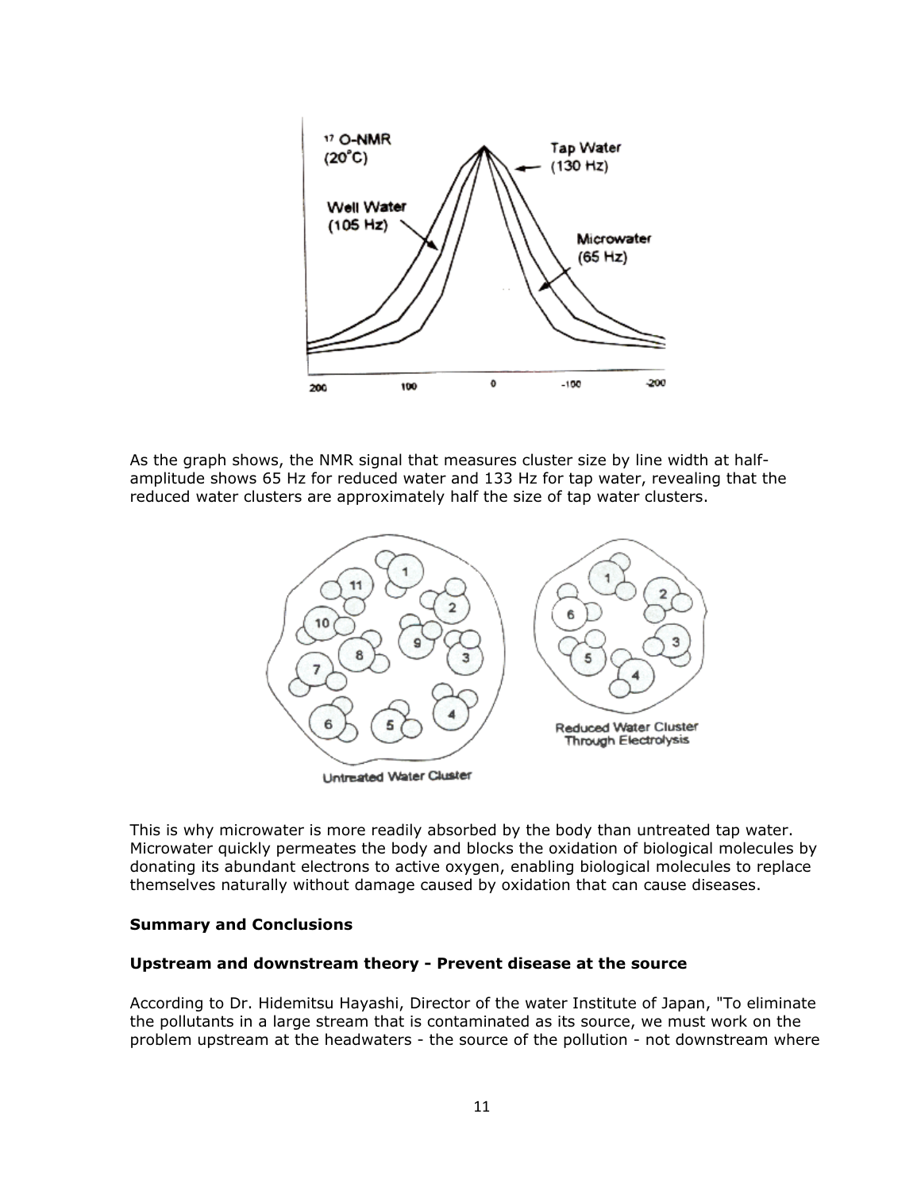As the graph shows, the NMR signal that measures cluster size by line width at half-amplitude shows 65 Hz for reduced water and 133 Hz for tap water, revealing that the reduced water clusters are approximately half the size of tap water clusters.

This is why microwater is more readily absorbed by the body than untreated tap water. Microwater quickly permeates the body and blocks the oxidation of biological molecules by donating its abundant electrons to active oxygen, enabling biological molecules to replace themselves naturally without damage caused by oxidation that can cause diseases.

**Summary and Conclusions**

**Upstream and downstream theory - Prevent disease at the source**

According to Dr. Hidemitsu Hayashi, Director of the water Institute of Japan, "To eliminate the pollutants in a large stream that is contaminated as its source, we must work on the problem upstream at the headwaters - the source of the pollution - not downstream where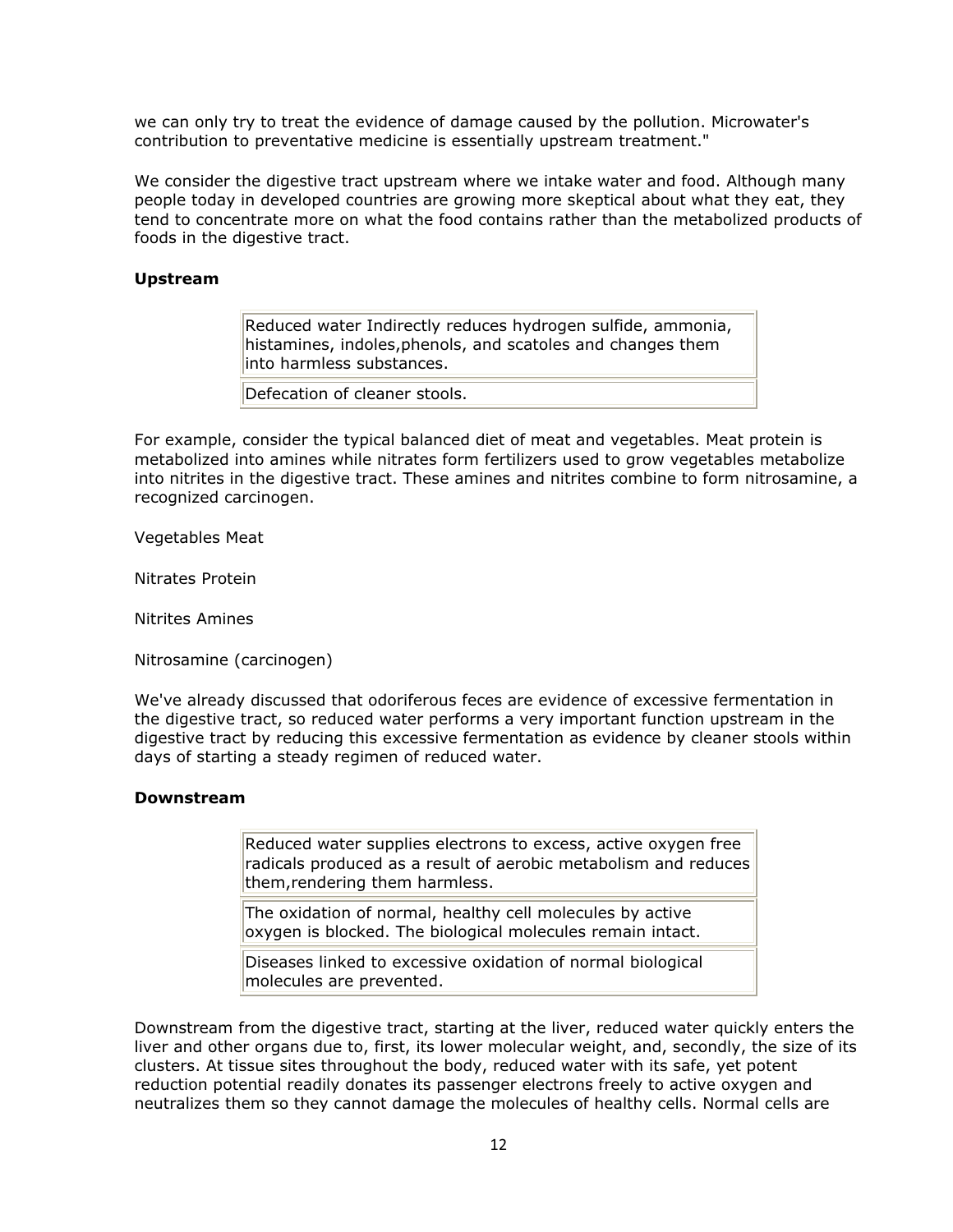we can only try to treat the evidence of damage caused by the pollution. Microwater's contribution to preventative medicine is essentially upstream treatment."

We consider the digestive tract upstream where we intake water and food. Although many people today in developed countries are growing more skeptical about what they eat, they tend to concentrate more on what the food contains rather than the metabolized products of foods in the digestive tract.

**Upstream**

| Reduced water Indirectly reduces hydrogen sulfide, ammonia, histamines, indoles,phenols, and scatoles and changes them into harmless substances. |
|---|
| Defecation of cleaner stools. |

For example, consider the typical balanced diet of meat and vegetables. Meat protein is metabolized into amines while nitrates form fertilizers used to grow vegetables metabolize into nitrites in the digestive tract. These amines and nitrites combine to form nitrosamine, a recognized carcinogen.

Vegetables Meat

Nitrates Protein

Nitrites Amines

Nitrosamine (carcinogen)

We've already discussed that odoriferous feces are evidence of excessive fermentation in the digestive tract, so reduced water performs a very important function upstream in the digestive tract by reducing this excessive fermentation as evidence by cleaner stools within days of starting a steady regimen of reduced water.

**Downstream**

| Reduced water supplies electrons to excess, active oxygen free radicals produced as a result of aerobic metabolism and reduces them,rendering them harmless. |
|---|
| The oxidation of normal, healthy cell molecules by active oxygen is blocked. The biological molecules remain intact. |
| Diseases linked to excessive oxidation of normal biological molecules are prevented. |

Downstream from the digestive tract, starting at the liver, reduced water quickly enters the liver and other organs due to, first, its lower molecular weight, and, secondly, the size of its clusters. At tissue sites throughout the body, reduced water with its safe, yet potent reduction potential readily donates its passenger electrons freely to active oxygen and neutralizes them so they cannot damage the molecules of healthy cells. Normal cells are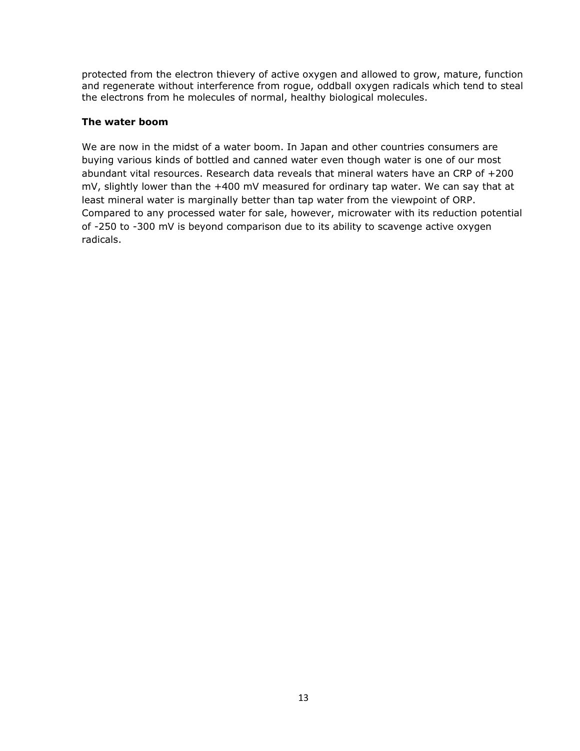protected from the electron thievery of active oxygen and allowed to grow, mature, function and regenerate without interference from rogue, oddball oxygen radicals which tend to steal the electrons from he molecules of normal, healthy biological molecules.

**The water boom**

We are now in the midst of a water boom. In Japan and other countries consumers are buying various kinds of bottled and canned water even though water is one of our most abundant vital resources. Research data reveals that mineral waters have an CRP of +200 mV, slightly lower than the +400 mV measured for ordinary tap water. We can say that at least mineral water is marginally better than tap water from the viewpoint of ORP. Compared to any processed water for sale, however, microwater with its reduction potential of -250 to -300 mV is beyond comparison due to its ability to scavenge active oxygen radicals.